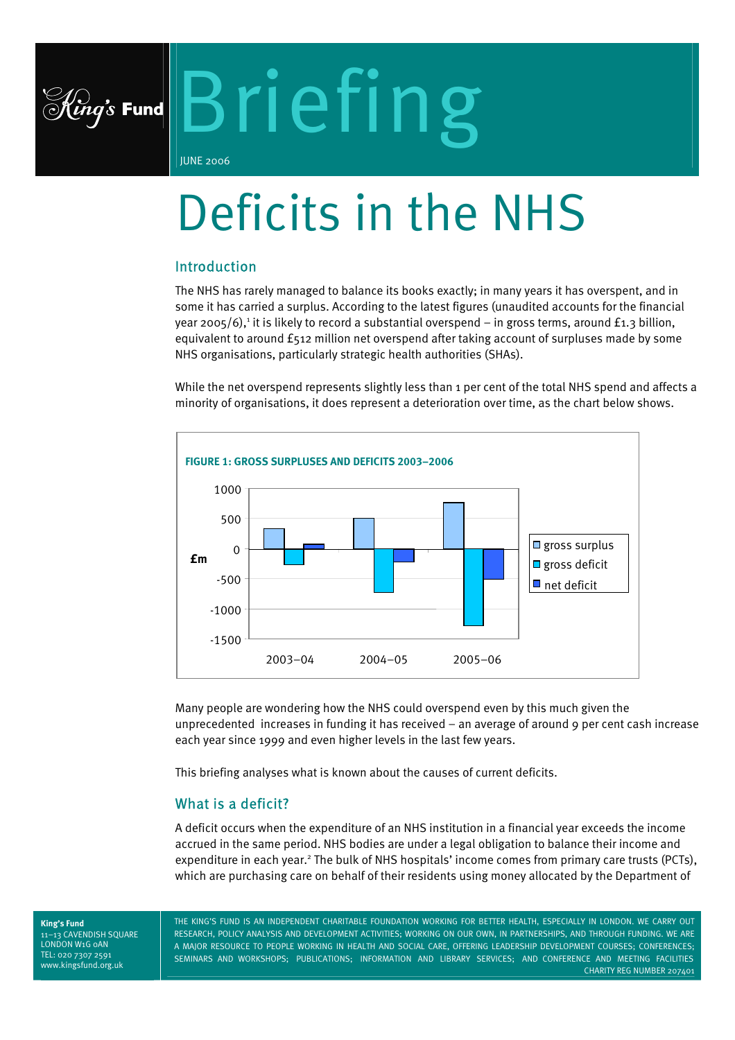# Briefing

JUNE 2006

# Deficits in the NHS

## Introduction

The NHS has rarely managed to balance its books exactly; in many years it has overspent, and in some it has carried a surplus. According to the latest figures (unaudited accounts for the financial year 2005/6),[1] it is likely to record a substantial overspend – in gross terms, around £1.3 billion, equivalent to around £512 million net overspend after taking account of surpluses made by some NHS organisations, particularly strategic health authorities (SHAs).

While the net overspend represents slightly less than 1 per cent of the total NHS spend and affects a minority of organisations, it does represent a deterioration over time, as the chart below shows.

**FIGURE 1: GROSS SURPLUSES AND DEFICITS 2003–2006**

Many people are wondering how the NHS could overspend even by this much given the unprecedented increases in funding it has received – an average of around 9 per cent cash increase each year since 1999 and even higher levels in the last few years.

This briefing analyses what is known about the causes of current deficits.

## What is a deficit?

A deficit occurs when the expenditure of an NHS institution in a financial year exceeds the income accrued in the same period. NHS bodies are under a legal obligation to balance their income and expenditure in each year.[2] The bulk of NHS hospitals' income comes from primary care trusts (PCTs), which are purchasing care on behalf of their residents using money allocated by the Department of

**King's Fund**
11–13 CAVENDISH SQUARE
LONDON W1G 0AN
TEL: 020 7307 2591
www.kingsfund.org.uk

THE KING'S FUND IS AN INDEPENDENT CHARITABLE FOUNDATION WORKING FOR BETTER HEALTH, ESPECIALLY IN LONDON. WE CARRY OUT RESEARCH, POLICY ANALYSIS AND DEVELOPMENT ACTIVITIES; WORKING ON OUR OWN, IN PARTNERSHIPS, AND THROUGH FUNDING. WE ARE A MAJOR RESOURCE TO PEOPLE WORKING IN HEALTH AND SOCIAL CARE, OFFERING LEADERSHIP DEVELOPMENT COURSES; CONFERENCES; SEMINARS AND WORKSHOPS; PUBLICATIONS; INFORMATION AND LIBRARY SERVICES; AND CONFERENCE AND MEETING FACILITIES
CHARITY REG NUMBER 207401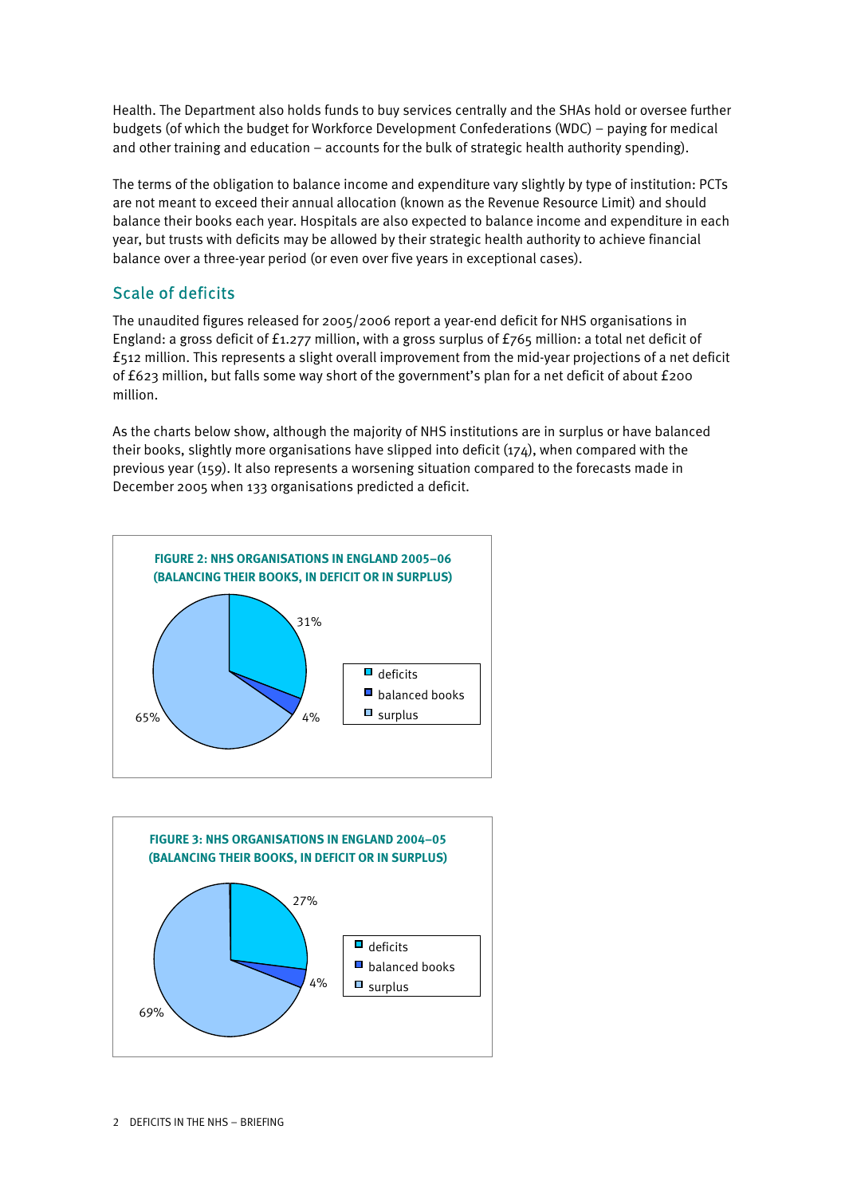Health. The Department also holds funds to buy services centrally and the SHAs hold or oversee further budgets (of which the budget for Workforce Development Confederations (WDC) – paying for medical and other training and education – accounts for the bulk of strategic health authority spending).

The terms of the obligation to balance income and expenditure vary slightly by type of institution: PCTs are not meant to exceed their annual allocation (known as the Revenue Resource Limit) and should balance their books each year. Hospitals are also expected to balance income and expenditure in each year, but trusts with deficits may be allowed by their strategic health authority to achieve financial balance over a three-year period (or even over five years in exceptional cases).

## Scale of deficits

The unaudited figures released for 2005/2006 report a year-end deficit for NHS organisations in England: a gross deficit of £1.277 million, with a gross surplus of £765 million: a total net deficit of £512 million. This represents a slight overall improvement from the mid-year projections of a net deficit of £623 million, but falls some way short of the government's plan for a net deficit of about £200 million.

As the charts below show, although the majority of NHS institutions are in surplus or have balanced their books, slightly more organisations have slipped into deficit (174), when compared with the previous year (159). It also represents a worsening situation compared to the forecasts made in December 2005 when 133 organisations predicted a deficit.

**FIGURE 2: NHS ORGANISATIONS IN ENGLAND 2005–06 (BALANCING THEIR BOOKS, IN DEFICIT OR IN SURPLUS)**

| Category | Share |
|---|---|
| deficits | 31% |
| balanced books | 4% |
| surplus | 65% |

**FIGURE 3: NHS ORGANISATIONS IN ENGLAND 2004–05 (BALANCING THEIR BOOKS, IN DEFICIT OR IN SURPLUS)**

| Category | Share |
|---|---|
| deficits | 27% |
| balanced books | 4% |
| surplus | 69% |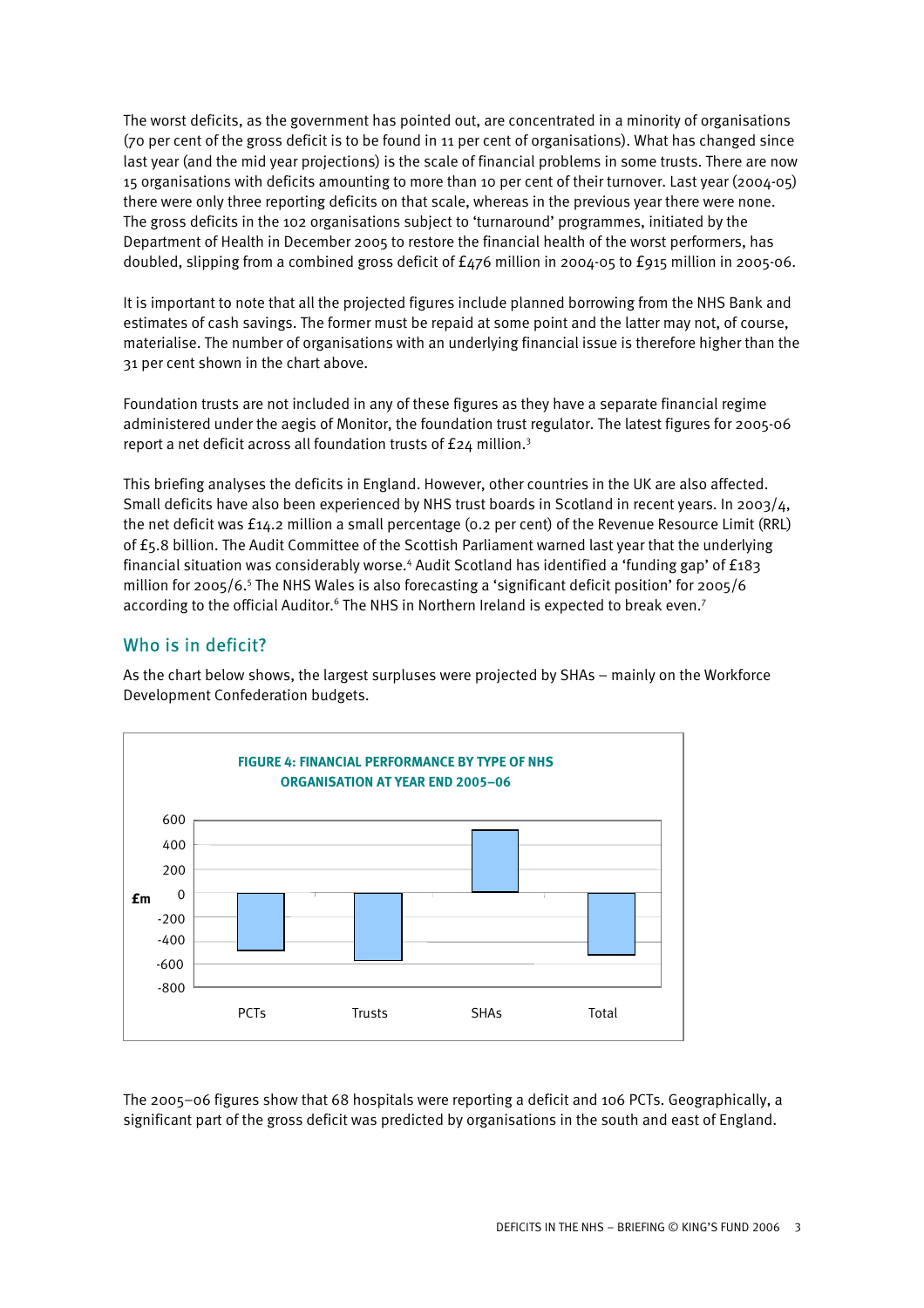The worst deficits, as the government has pointed out, are concentrated in a minority of organisations (70 per cent of the gross deficit is to be found in 11 per cent of organisations). What has changed since last year (and the mid year projections) is the scale of financial problems in some trusts. There are now 15 organisations with deficits amounting to more than 10 per cent of their turnover. Last year (2004-05) there were only three reporting deficits on that scale, whereas in the previous year there were none. The gross deficits in the 102 organisations subject to 'turnaround' programmes, initiated by the Department of Health in December 2005 to restore the financial health of the worst performers, has doubled, slipping from a combined gross deficit of £476 million in 2004-05 to £915 million in 2005-06.

It is important to note that all the projected figures include planned borrowing from the NHS Bank and estimates of cash savings. The former must be repaid at some point and the latter may not, of course, materialise. The number of organisations with an underlying financial issue is therefore higher than the 31 per cent shown in the chart above.

Foundation trusts are not included in any of these figures as they have a separate financial regime administered under the aegis of Monitor, the foundation trust regulator. The latest figures for 2005-06 report a net deficit across all foundation trusts of £24 million.[3]

This briefing analyses the deficits in England. However, other countries in the UK are also affected. Small deficits have also been experienced by NHS trust boards in Scotland in recent years. In 2003/4, the net deficit was £14.2 million a small percentage (0.2 per cent) of the Revenue Resource Limit (RRL) of £5.8 billion. The Audit Committee of the Scottish Parliament warned last year that the underlying financial situation was considerably worse.[4] Audit Scotland has identified a 'funding gap' of £183 million for 2005/6.[5] The NHS Wales is also forecasting a 'significant deficit position' for 2005/6 according to the official Auditor.[6] The NHS in Northern Ireland is expected to break even.[7]

## Who is in deficit?

As the chart below shows, the largest surpluses were projected by SHAs – mainly on the Workforce Development Confederation budgets.

**FIGURE 4: FINANCIAL PERFORMANCE BY TYPE OF NHS ORGANISATION AT YEAR END 2005–06**

| Organisation | £m (approx.) |
|---|---|
| PCTs | -470 |
| Trusts | -560 |
| SHAs | 510 |
| Total | -510 |

The 2005–06 figures show that 68 hospitals were reporting a deficit and 106 PCTs. Geographically, a significant part of the gross deficit was predicted by organisations in the south and east of England.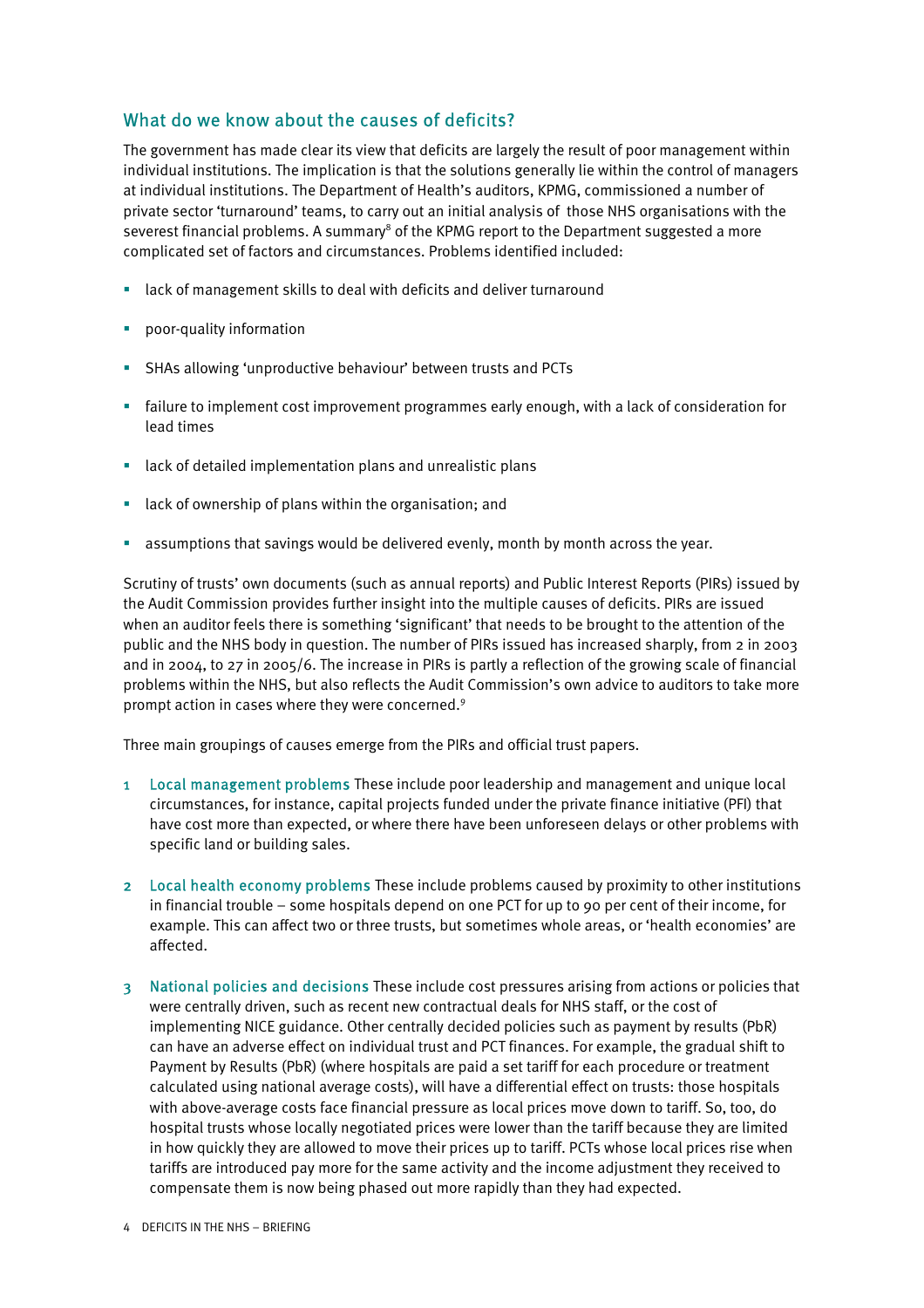## What do we know about the causes of deficits?

The government has made clear its view that deficits are largely the result of poor management within individual institutions. The implication is that the solutions generally lie within the control of managers at individual institutions. The Department of Health's auditors, KPMG, commissioned a number of private sector 'turnaround' teams, to carry out an initial analysis of those NHS organisations with the severest financial problems. A summary[8] of the KPMG report to the Department suggested a more complicated set of factors and circumstances. Problems identified included:

- lack of management skills to deal with deficits and deliver turnaround
- poor-quality information
- SHAs allowing 'unproductive behaviour' between trusts and PCTs
- failure to implement cost improvement programmes early enough, with a lack of consideration for lead times
- lack of detailed implementation plans and unrealistic plans
- lack of ownership of plans within the organisation; and
- assumptions that savings would be delivered evenly, month by month across the year.

Scrutiny of trusts' own documents (such as annual reports) and Public Interest Reports (PIRs) issued by the Audit Commission provides further insight into the multiple causes of deficits. PIRs are issued when an auditor feels there is something 'significant' that needs to be brought to the attention of the public and the NHS body in question. The number of PIRs issued has increased sharply, from 2 in 2003 and in 2004, to 27 in 2005/6. The increase in PIRs is partly a reflection of the growing scale of financial problems within the NHS, but also reflects the Audit Commission's own advice to auditors to take more prompt action in cases where they were concerned.[9]

Three main groupings of causes emerge from the PIRs and official trust papers.

1. **Local management problems** These include poor leadership and management and unique local circumstances, for instance, capital projects funded under the private finance initiative (PFI) that have cost more than expected, or where there have been unforeseen delays or other problems with specific land or building sales.
2. **Local health economy problems** These include problems caused by proximity to other institutions in financial trouble – some hospitals depend on one PCT for up to 90 per cent of their income, for example. This can affect two or three trusts, but sometimes whole areas, or 'health economies' are affected.
3. **National policies and decisions** These include cost pressures arising from actions or policies that were centrally driven, such as recent new contractual deals for NHS staff, or the cost of implementing NICE guidance. Other centrally decided policies such as payment by results (PbR) can have an adverse effect on individual trust and PCT finances. For example, the gradual shift to Payment by Results (PbR) (where hospitals are paid a set tariff for each procedure or treatment calculated using national average costs), will have a differential effect on trusts: those hospitals with above-average costs face financial pressure as local prices move down to tariff. So, too, do hospital trusts whose locally negotiated prices were lower than the tariff because they are limited in how quickly they are allowed to move their prices up to tariff. PCTs whose local prices rise when tariffs are introduced pay more for the same activity and the income adjustment they received to compensate them is now being phased out more rapidly than they had expected.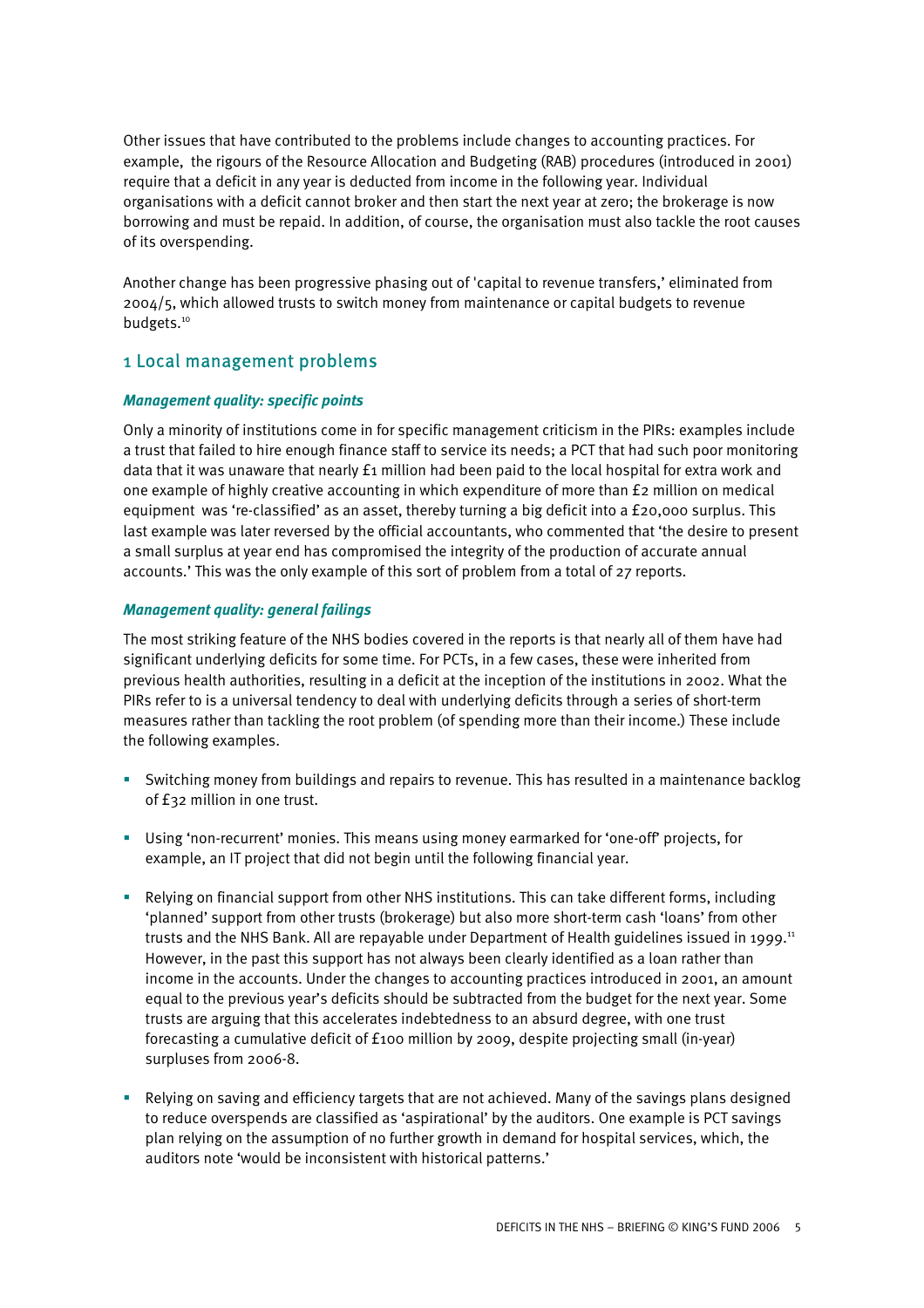Other issues that have contributed to the problems include changes to accounting practices. For example, the rigours of the Resource Allocation and Budgeting (RAB) procedures (introduced in 2001) require that a deficit in any year is deducted from income in the following year. Individual organisations with a deficit cannot broker and then start the next year at zero; the brokerage is now borrowing and must be repaid. In addition, of course, the organisation must also tackle the root causes of its overspending.

Another change has been progressive phasing out of 'capital to revenue transfers,' eliminated from 2004/5, which allowed trusts to switch money from maintenance or capital budgets to revenue budgets.[10]

## 1 Local management problems

### *Management quality: specific points*

Only a minority of institutions come in for specific management criticism in the PIRs: examples include a trust that failed to hire enough finance staff to service its needs; a PCT that had such poor monitoring data that it was unaware that nearly £1 million had been paid to the local hospital for extra work and one example of highly creative accounting in which expenditure of more than £2 million on medical equipment was 're-classified' as an asset, thereby turning a big deficit into a £20,000 surplus. This last example was later reversed by the official accountants, who commented that 'the desire to present a small surplus at year end has compromised the integrity of the production of accurate annual accounts.' This was the only example of this sort of problem from a total of 27 reports.

### *Management quality: general failings*

The most striking feature of the NHS bodies covered in the reports is that nearly all of them have had significant underlying deficits for some time. For PCTs, in a few cases, these were inherited from previous health authorities, resulting in a deficit at the inception of the institutions in 2002. What the PIRs refer to is a universal tendency to deal with underlying deficits through a series of short-term measures rather than tackling the root problem (of spending more than their income.) These include the following examples.

- Switching money from buildings and repairs to revenue. This has resulted in a maintenance backlog of £32 million in one trust.
- Using 'non-recurrent' monies. This means using money earmarked for 'one-off' projects, for example, an IT project that did not begin until the following financial year.
- Relying on financial support from other NHS institutions. This can take different forms, including 'planned' support from other trusts (brokerage) but also more short-term cash 'loans' from other trusts and the NHS Bank. All are repayable under Department of Health guidelines issued in 1999.[11] However, in the past this support has not always been clearly identified as a loan rather than income in the accounts. Under the changes to accounting practices introduced in 2001, an amount equal to the previous year's deficits should be subtracted from the budget for the next year. Some trusts are arguing that this accelerates indebtedness to an absurd degree, with one trust forecasting a cumulative deficit of £100 million by 2009, despite projecting small (in-year) surpluses from 2006-8.
- Relying on saving and efficiency targets that are not achieved. Many of the savings plans designed to reduce overspends are classified as 'aspirational' by the auditors. One example is PCT savings plan relying on the assumption of no further growth in demand for hospital services, which, the auditors note 'would be inconsistent with historical patterns.'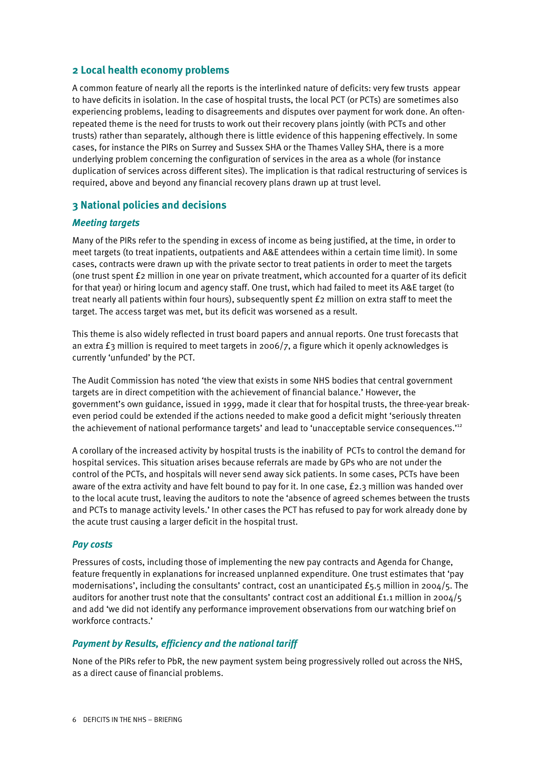## 2 Local health economy problems

A common feature of nearly all the reports is the interlinked nature of deficits: very few trusts appear to have deficits in isolation. In the case of hospital trusts, the local PCT (or PCTs) are sometimes also experiencing problems, leading to disagreements and disputes over payment for work done. An often-repeated theme is the need for trusts to work out their recovery plans jointly (with PCTs and other trusts) rather than separately, although there is little evidence of this happening effectively. In some cases, for instance the PIRs on Surrey and Sussex SHA or the Thames Valley SHA, there is a more underlying problem concerning the configuration of services in the area as a whole (for instance duplication of services across different sites). The implication is that radical restructuring of services is required, above and beyond any financial recovery plans drawn up at trust level.

## 3 National policies and decisions

### *Meeting targets*

Many of the PIRs refer to the spending in excess of income as being justified, at the time, in order to meet targets (to treat inpatients, outpatients and A&E attendees within a certain time limit). In some cases, contracts were drawn up with the private sector to treat patients in order to meet the targets (one trust spent £2 million in one year on private treatment, which accounted for a quarter of its deficit for that year) or hiring locum and agency staff. One trust, which had failed to meet its A&E target (to treat nearly all patients within four hours), subsequently spent £2 million on extra staff to meet the target. The access target was met, but its deficit was worsened as a result.

This theme is also widely reflected in trust board papers and annual reports. One trust forecasts that an extra £3 million is required to meet targets in 2006/7, a figure which it openly acknowledges is currently 'unfunded' by the PCT.

The Audit Commission has noted 'the view that exists in some NHS bodies that central government targets are in direct competition with the achievement of financial balance.' However, the government's own guidance, issued in 1999, made it clear that for hospital trusts, the three-year break-even period could be extended if the actions needed to make good a deficit might 'seriously threaten the achievement of national performance targets' and lead to 'unacceptable service consequences.'[12]

A corollary of the increased activity by hospital trusts is the inability of PCTs to control the demand for hospital services. This situation arises because referrals are made by GPs who are not under the control of the PCTs, and hospitals will never send away sick patients. In some cases, PCTs have been aware of the extra activity and have felt bound to pay for it. In one case, £2.3 million was handed over to the local acute trust, leaving the auditors to note the 'absence of agreed schemes between the trusts and PCTs to manage activity levels.' In other cases the PCT has refused to pay for work already done by the acute trust causing a larger deficit in the hospital trust.

### *Pay costs*

Pressures of costs, including those of implementing the new pay contracts and Agenda for Change, feature frequently in explanations for increased unplanned expenditure. One trust estimates that 'pay modernisations', including the consultants' contract, cost an unanticipated £5.5 million in 2004/5. The auditors for another trust note that the consultants' contract cost an additional £1.1 million in 2004/5 and add 'we did not identify any performance improvement observations from our watching brief on workforce contracts.'

### *Payment by Results, efficiency and the national tariff*

None of the PIRs refer to PbR, the new payment system being progressively rolled out across the NHS, as a direct cause of financial problems.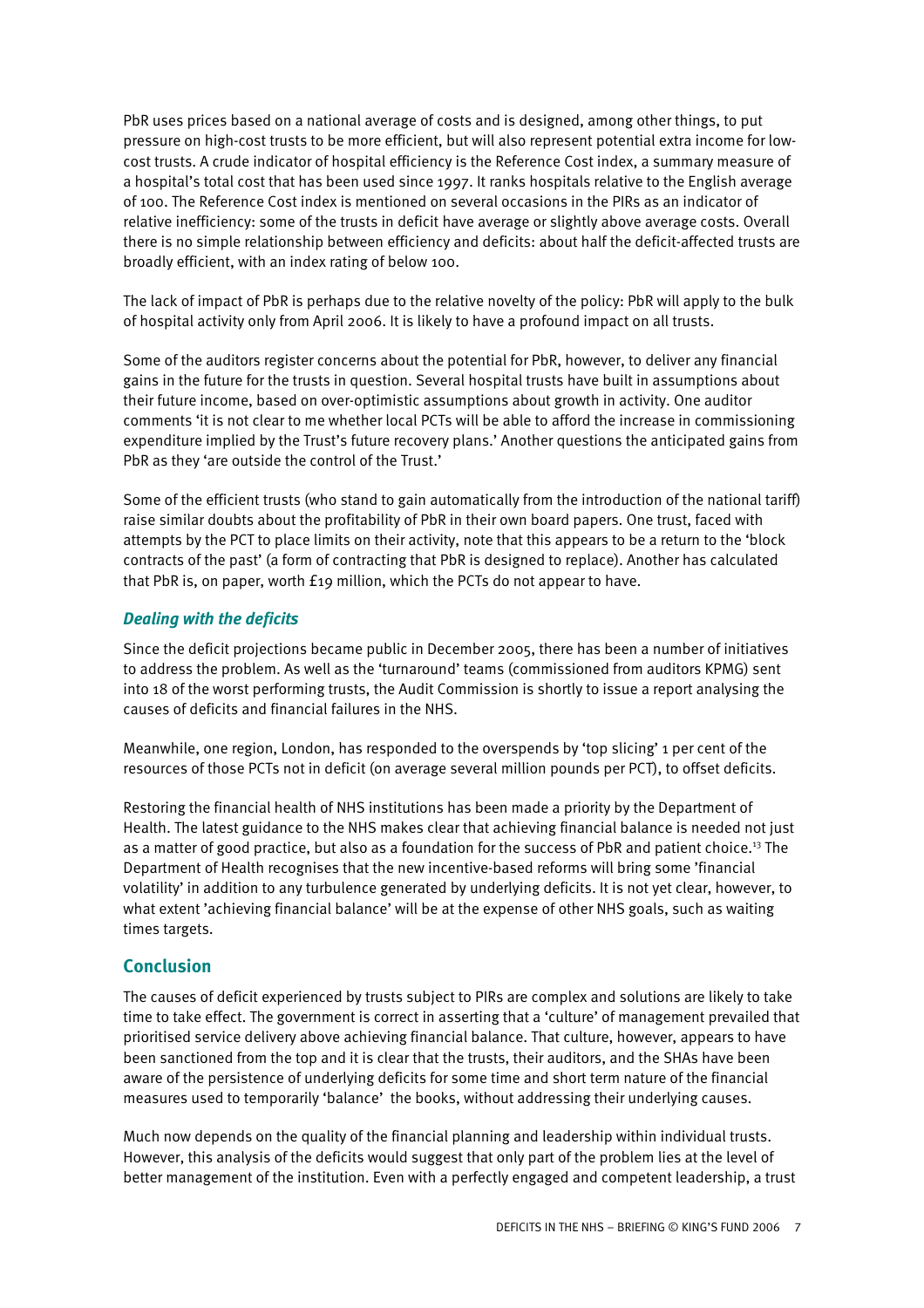PbR uses prices based on a national average of costs and is designed, among other things, to put pressure on high-cost trusts to be more efficient, but will also represent potential extra income for low-cost trusts. A crude indicator of hospital efficiency is the Reference Cost index, a summary measure of a hospital's total cost that has been used since 1997. It ranks hospitals relative to the English average of 100. The Reference Cost index is mentioned on several occasions in the PIRs as an indicator of relative inefficiency: some of the trusts in deficit have average or slightly above average costs. Overall there is no simple relationship between efficiency and deficits: about half the deficit-affected trusts are broadly efficient, with an index rating of below 100.

The lack of impact of PbR is perhaps due to the relative novelty of the policy: PbR will apply to the bulk of hospital activity only from April 2006. It is likely to have a profound impact on all trusts.

Some of the auditors register concerns about the potential for PbR, however, to deliver any financial gains in the future for the trusts in question. Several hospital trusts have built in assumptions about their future income, based on over-optimistic assumptions about growth in activity. One auditor comments 'it is not clear to me whether local PCTs will be able to afford the increase in commissioning expenditure implied by the Trust's future recovery plans.' Another questions the anticipated gains from PbR as they 'are outside the control of the Trust.'

Some of the efficient trusts (who stand to gain automatically from the introduction of the national tariff) raise similar doubts about the profitability of PbR in their own board papers. One trust, faced with attempts by the PCT to place limits on their activity, note that this appears to be a return to the 'block contracts of the past' (a form of contracting that PbR is designed to replace). Another has calculated that PbR is, on paper, worth £19 million, which the PCTs do not appear to have.

### *Dealing with the deficits*

Since the deficit projections became public in December 2005, there has been a number of initiatives to address the problem. As well as the 'turnaround' teams (commissioned from auditors KPMG) sent into 18 of the worst performing trusts, the Audit Commission is shortly to issue a report analysing the causes of deficits and financial failures in the NHS.

Meanwhile, one region, London, has responded to the overspends by 'top slicing' 1 per cent of the resources of those PCTs not in deficit (on average several million pounds per PCT), to offset deficits.

Restoring the financial health of NHS institutions has been made a priority by the Department of Health. The latest guidance to the NHS makes clear that achieving financial balance is needed not just as a matter of good practice, but also as a foundation for the success of PbR and patient choice.[13] The Department of Health recognises that the new incentive-based reforms will bring some 'financial volatility' in addition to any turbulence generated by underlying deficits. It is not yet clear, however, to what extent 'achieving financial balance' will be at the expense of other NHS goals, such as waiting times targets.

## Conclusion

The causes of deficit experienced by trusts subject to PIRs are complex and solutions are likely to take time to take effect. The government is correct in asserting that a 'culture' of management prevailed that prioritised service delivery above achieving financial balance. That culture, however, appears to have been sanctioned from the top and it is clear that the trusts, their auditors, and the SHAs have been aware of the persistence of underlying deficits for some time and short term nature of the financial measures used to temporarily 'balance' the books, without addressing their underlying causes.

Much now depends on the quality of the financial planning and leadership within individual trusts. However, this analysis of the deficits would suggest that only part of the problem lies at the level of better management of the institution. Even with a perfectly engaged and competent leadership, a trust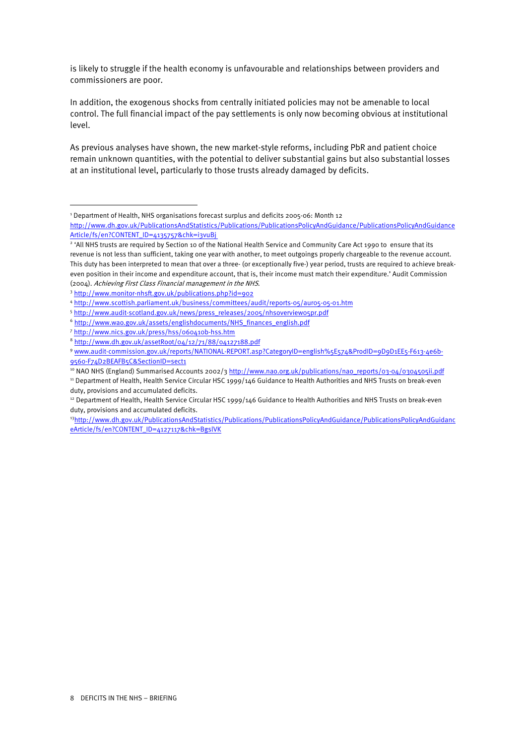is likely to struggle if the health economy is unfavourable and relationships between providers and commissioners are poor.

In addition, the exogenous shocks from centrally initiated policies may not be amenable to local control. The full financial impact of the pay settlements is only now becoming obvious at institutional level.

As previous analyses have shown, the new market-style reforms, including PbR and patient choice remain unknown quantities, with the potential to deliver substantial gains but also substantial losses at an institutional level, particularly to those trusts already damaged by deficits.

---

[1] Department of Health, NHS organisations forecast surplus and deficits 2005-06: Month 12 http://www.dh.gov.uk/PublicationsAndStatistics/Publications/PublicationsPolicyAndGuidance/PublicationsPolicyAndGuidanceArticle/fs/en?CONTENT_ID=4135757&chk=i3vuBj

[2] 'All NHS trusts are required by Section 10 of the National Health Service and Community Care Act 1990 to ensure that its revenue is not less than sufficient, taking one year with another, to meet outgoings properly chargeable to the revenue account. This duty has been interpreted to mean that over a three- (or exceptionally five-) year period, trusts are required to achieve break-even position in their income and expenditure account, that is, their income must match their expenditure.' Audit Commission (2004). *Achieving First Class Financial management in the NHS*.

[3] http://www.monitor-nhsft.gov.uk/publications.php?id=902

[4] http://www.scottish.parliament.uk/business/committees/audit/reports-05/aur05-05-01.htm

[5] http://www.audit-scotland.gov.uk/news/press_releases/2005/nhsoverview05pr.pdf

[6] http://www.wao.gov.uk/assets/englishdocuments/NHS_finances_english.pdf

[7] http://www.nics.gov.uk/press/hss/060410b-hss.htm

[8] http://www.dh.gov.uk/assetRoot/04/12/71/88/04127188.pdf

[9] www.audit-commission.gov.uk/reports/NATIONAL-REPORT.asp?CategoryID=english%5E574&ProdID=9D9D1EE5-F613-4e6b-9560-F74D2BEAFB5C&SectionID=sect1

[10] NAO NHS (England) Summarised Accounts 2002/3 http://www.nao.org.uk/publications/nao_reports/03-04/0304505ii.pdf

[11] Department of Health, Health Service Circular HSC 1999/146 Guidance to Health Authorities and NHS Trusts on break-even duty, provisions and accumulated deficits.

[12] Department of Health, Health Service Circular HSC 1999/146 Guidance to Health Authorities and NHS Trusts on break-even duty, provisions and accumulated deficits.

[13] http://www.dh.gov.uk/PublicationsAndStatistics/Publications/PublicationsPolicyAndGuidance/PublicationsPolicyAndGuidanceArticle/fs/en?CONTENT_ID=4127117&chk=BgslVK